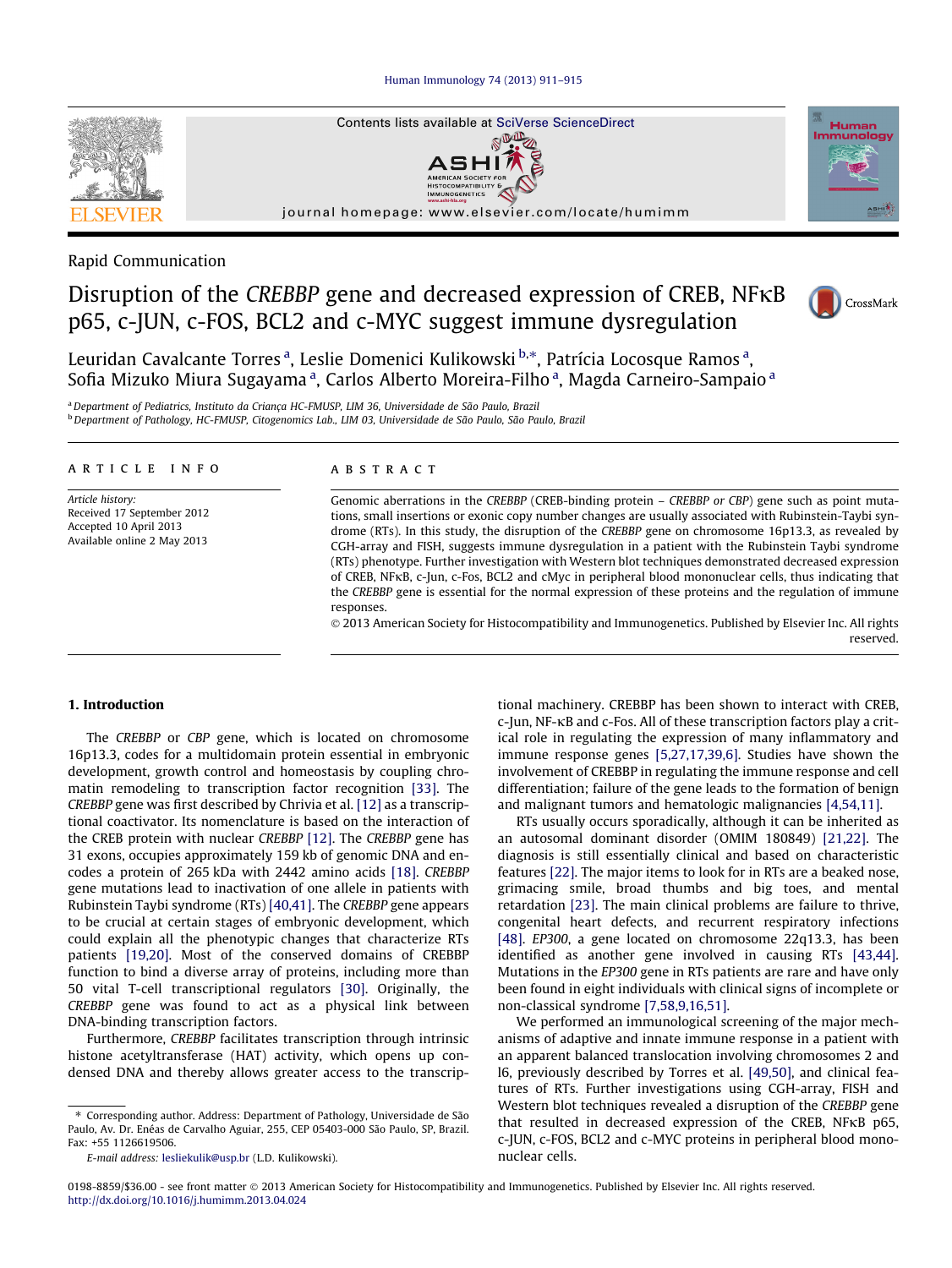Rapid Communication

# Disruption of the *CREBBP* gene and decreased expression of CREB, NFκB p65, c-JUN, c-FOS, BCL2 and c-MYC suggest immune dysregulation

Leuridan Cavalcante Torres [a], Leslie Domenici Kulikowski [b,*], Patrícia Locosque Ramos [a], Sofia Mizuko Miura Sugayama [a], Carlos Alberto Moreira-Filho [a], Magda Carneiro-Sampaio [a]

[a] Department of Pediatrics, Instituto da Criança HC-FMUSP, LIM 36, Universidade de São Paulo, Brazil

[b] Department of Pathology, HC-FMUSP, Citogenomics Lab., LIM 03, Universidade de São Paulo, São Paulo, Brazil

**ARTICLE INFO**

*Article history:*
Received 17 September 2012
Accepted 10 April 2013
Available online 2 May 2013

**ABSTRACT**

Genomic aberrations in the *CREBBP* (CREB-binding protein – *CREBBP or CBP*) gene such as point mutations, small insertions or exonic copy number changes are usually associated with Rubinstein-Taybi syndrome (RTs). In this study, the disruption of the *CREBBP* gene on chromosome 16p13.3, as revealed by CGH-array and FISH, suggests immune dysregulation in a patient with the Rubinstein Taybi syndrome (RTs) phenotype. Further investigation with Western blot techniques demonstrated decreased expression of CREB, NFκB, c-Jun, c-Fos, BCL2 and cMyc in peripheral blood mononuclear cells, thus indicating that the *CREBBP* gene is essential for the normal expression of these proteins and the regulation of immune responses.

© 2013 American Society for Histocompatibility and Immunogenetics. Published by Elsevier Inc. All rights reserved.

## 1. Introduction

The *CREBBP* or *CBP* gene, which is located on chromosome 16p13.3, codes for a multidomain protein essential in embryonic development, growth control and homeostasis by coupling chromatin remodeling to transcription factor recognition [33]. The *CREBBP* gene was first described by Chrivia et al. [12] as a transcriptional coactivator. Its nomenclature is based on the interaction of the CREB protein with nuclear *CREBBP* [12]. The *CREBBP* gene has 31 exons, occupies approximately 159 kb of genomic DNA and encodes a protein of 265 kDa with 2442 amino acids [18]. *CREBBP* gene mutations lead to inactivation of one allele in patients with Rubinstein Taybi syndrome (RTs) [40,41]. The *CREBBP* gene appears to be crucial at certain stages of embryonic development, which could explain all the phenotypic changes that characterize RTs patients [19,20]. Most of the conserved domains of CREBBP function to bind a diverse array of proteins, including more than 50 vital T-cell transcriptional regulators [30]. Originally, the *CREBBP* gene was found to act as a physical link between DNA-binding transcription factors.

Furthermore, *CREBBP* facilitates transcription through intrinsic histone acetyltransferase (HAT) activity, which opens up condensed DNA and thereby allows greater access to the transcriptional machinery. CREBBP has been shown to interact with CREB, c-Jun, NF-κB and c-Fos. All of these transcription factors play a critical role in regulating the expression of many inflammatory and immune response genes [5,27,17,39,6]. Studies have shown the involvement of CREBBP in regulating the immune response and cell differentiation; failure of the gene leads to the formation of benign and malignant tumors and hematologic malignancies [4,54,11].

RTs usually occurs sporadically, although it can be inherited as an autosomal dominant disorder (OMIM 180849) [21,22]. The diagnosis is still essentially clinical and based on characteristic features [22]. The major items to look for in RTs are a beaked nose, grimacing smile, broad thumbs and big toes, and mental retardation [23]. The main clinical problems are failure to thrive, congenital heart defects, and recurrent respiratory infections [48]. *EP300*, a gene located on chromosome 22q13.3, has been identified as another gene involved in causing RTs [43,44]. Mutations in the *EP300* gene in RTs patients are rare and have only been found in eight individuals with clinical signs of incomplete or non-classical syndrome [7,58,9,16,51].

We performed an immunological screening of the major mechanisms of adaptive and innate immune response in a patient with an apparent balanced translocation involving chromosomes 2 and l6, previously described by Torres et al. [49,50], and clinical features of RTs. Further investigations using CGH-array, FISH and Western blot techniques revealed a disruption of the *CREBBP* gene that resulted in decreased expression of the CREB, NFκB p65, c-JUN, c-FOS, BCL2 and c-MYC proteins in peripheral blood mononuclear cells.

---

\* Corresponding author. Address: Department of Pathology, Universidade de São Paulo, Av. Dr. Enéas de Carvalho Aguiar, 255, CEP 05403-000 São Paulo, SP, Brazil. Fax: +55 1126619506.

E-mail address: lesliekulik@usp.br (L.D. Kulikowski).

0198-8859/$36.00 - see front matter © 2013 American Society for Histocompatibility and Immunogenetics. Published by Elsevier Inc. All rights reserved.
http://dx.doi.org/10.1016/j.humimm.2013.04.024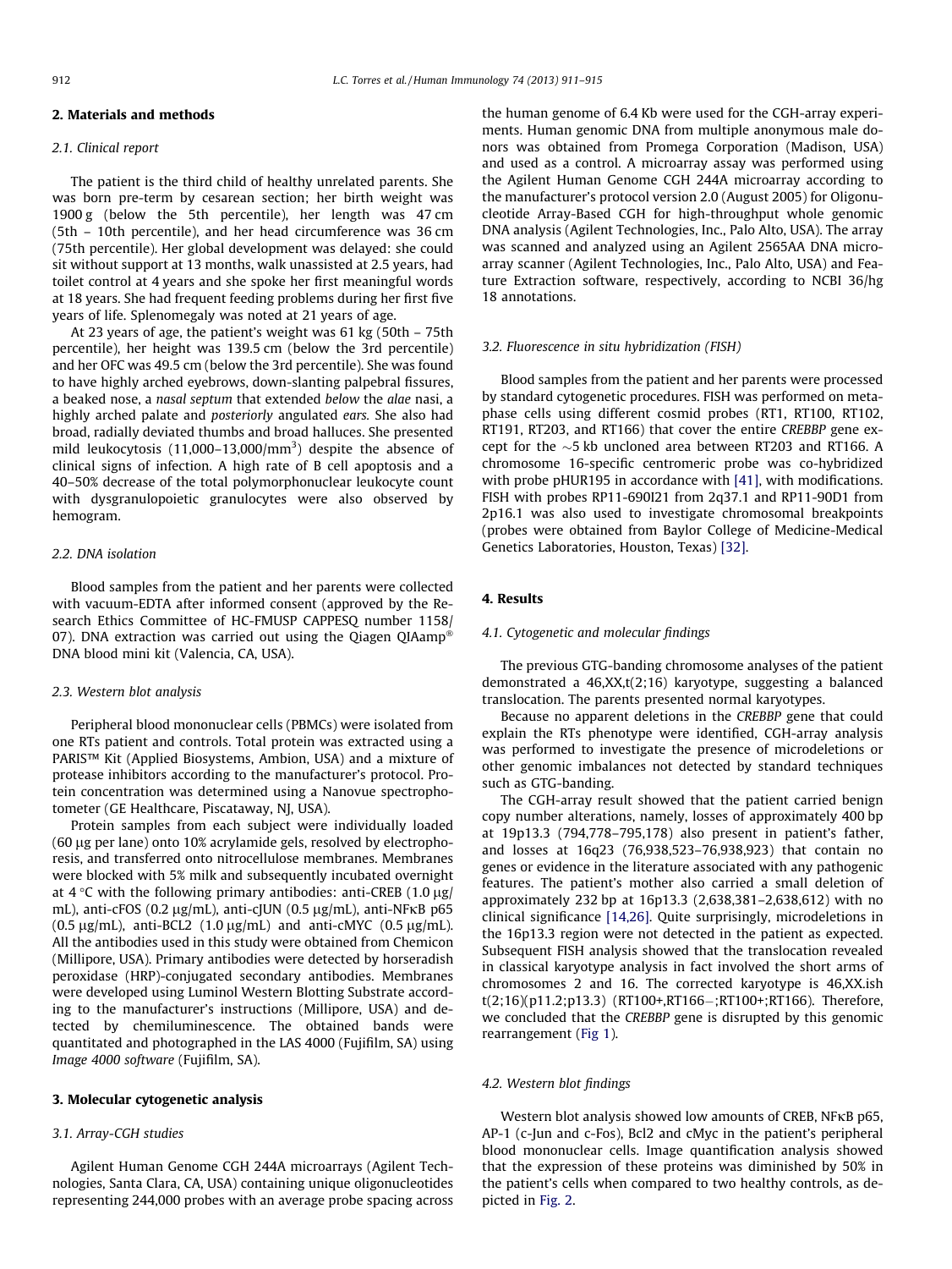## 2. Materials and methods

### 2.1. Clinical report

The patient is the third child of healthy unrelated parents. She was born pre-term by cesarean section; her birth weight was 1900 g (below the 5th percentile), her length was 47 cm (5th – 10th percentile), and her head circumference was 36 cm (75th percentile). Her global development was delayed: she could sit without support at 13 months, walk unassisted at 2.5 years, had toilet control at 4 years and she spoke her first meaningful words at 18 years. She had frequent feeding problems during her first five years of life. Splenomegaly was noted at 21 years of age.

At 23 years of age, the patient's weight was 61 kg (50th – 75th percentile), her height was 139.5 cm (below the 3rd percentile) and her OFC was 49.5 cm (below the 3rd percentile). She was found to have highly arched eyebrows, down-slanting palpebral fissures, a beaked nose, a *nasal septum* that extended *below* the *alae* nasi, a highly arched palate and *posteriorly* angulated *ears.* She also had broad, radially deviated thumbs and broad halluces. She presented mild leukocytosis (11,000–13,000/mm$^3$) despite the absence of clinical signs of infection. A high rate of B cell apoptosis and a 40–50% decrease of the total polymorphonuclear leukocyte count with dysgranulopoietic granulocytes were also observed by hemogram.

### 2.2. DNA isolation

Blood samples from the patient and her parents were collected with vacuum-EDTA after informed consent (approved by the Research Ethics Committee of HC-FMUSP CAPPESQ number 1158/07). DNA extraction was carried out using the Qiagen QIAamp® DNA blood mini kit (Valencia, CA, USA).

### 2.3. Western blot analysis

Peripheral blood mononuclear cells (PBMCs) were isolated from one RTs patient and controls. Total protein was extracted using a PARIS™ Kit (Applied Biosystems, Ambion, USA) and a mixture of protease inhibitors according to the manufacturer's protocol. Protein concentration was determined using a Nanovue spectrophotometer (GE Healthcare, Piscataway, NJ, USA).

Protein samples from each subject were individually loaded (60 μg per lane) onto 10% acrylamide gels, resolved by electrophoresis, and transferred onto nitrocellulose membranes. Membranes were blocked with 5% milk and subsequently incubated overnight at 4 °C with the following primary antibodies: anti-CREB (1.0 μg/mL), anti-cFOS (0.2 μg/mL), anti-cJUN (0.5 μg/mL), anti-NFκB p65 (0.5 μg/mL), anti-BCL2 (1.0 μg/mL) and anti-cMYC (0.5 μg/mL). All the antibodies used in this study were obtained from Chemicon (Millipore, USA). Primary antibodies were detected by horseradish peroxidase (HRP)-conjugated secondary antibodies. Membranes were developed using Luminol Western Blotting Substrate according to the manufacturer's instructions (Millipore, USA) and detected by chemiluminescence. The obtained bands were quantitated and photographed in the LAS 4000 (Fujifilm, SA) using *Image 4000 software* (Fujifilm, SA).

## 3. Molecular cytogenetic analysis

### 3.1. Array-CGH studies

Agilent Human Genome CGH 244A microarrays (Agilent Technologies, Santa Clara, CA, USA) containing unique oligonucleotides representing 244,000 probes with an average probe spacing across the human genome of 6.4 Kb were used for the CGH-array experiments. Human genomic DNA from multiple anonymous male donors was obtained from Promega Corporation (Madison, USA) and used as a control. A microarray assay was performed using the Agilent Human Genome CGH 244A microarray according to the manufacturer's protocol version 2.0 (August 2005) for Oligonucleotide Array-Based CGH for high-throughput whole genomic DNA analysis (Agilent Technologies, Inc., Palo Alto, USA). The array was scanned and analyzed using an Agilent 2565AA DNA microarray scanner (Agilent Technologies, Inc., Palo Alto, USA) and Feature Extraction software, respectively, according to NCBI 36/hg 18 annotations.

### 3.2. Fluorescence in situ hybridization (FISH)

Blood samples from the patient and her parents were processed by standard cytogenetic procedures. FISH was performed on metaphase cells using different cosmid probes (RT1, RT100, RT102, RT191, RT203, and RT166) that cover the entire *CREBBP* gene except for the ∼5 kb uncloned area between RT203 and RT166. A chromosome 16-specific centromeric probe was co-hybridized with probe pHUR195 in accordance with [41], with modifications. FISH with probes RP11-690I21 from 2q37.1 and RP11-90D1 from 2p16.1 was also used to investigate chromosomal breakpoints (probes were obtained from Baylor College of Medicine-Medical Genetics Laboratories, Houston, Texas) [32].

## 4. Results

### 4.1. Cytogenetic and molecular findings

The previous GTG-banding chromosome analyses of the patient demonstrated a 46,XX,t(2;16) karyotype, suggesting a balanced translocation. The parents presented normal karyotypes.

Because no apparent deletions in the *CREBBP* gene that could explain the RTs phenotype were identified, CGH-array analysis was performed to investigate the presence of microdeletions or other genomic imbalances not detected by standard techniques such as GTG-banding.

The CGH-array result showed that the patient carried benign copy number alterations, namely, losses of approximately 400 bp at 19p13.3 (794,778–795,178) also present in patient's father, and losses at 16q23 (76,938,523–76,938,923) that contain no genes or evidence in the literature associated with any pathogenic features. The patient's mother also carried a small deletion of approximately 232 bp at 16p13.3 (2,638,381–2,638,612) with no clinical significance [14,26]. Quite surprisingly, microdeletions in the 16p13.3 region were not detected in the patient as expected. Subsequent FISH analysis showed that the translocation revealed in classical karyotype analysis in fact involved the short arms of chromosomes 2 and 16. The corrected karyotype is 46,XX.ish t(2;16)(p11.2;p13.3) (RT100+,RT166−;RT100+;RT166). Therefore, we concluded that the *CREBBP* gene is disrupted by this genomic rearrangement (Fig 1).

### 4.2. Western blot findings

Western blot analysis showed low amounts of CREB, NFκB p65, AP-1 (c-Jun and c-Fos), Bcl2 and cMyc in the patient's peripheral blood mononuclear cells. Image quantification analysis showed that the expression of these proteins was diminished by 50% in the patient's cells when compared to two healthy controls, as depicted in Fig. 2.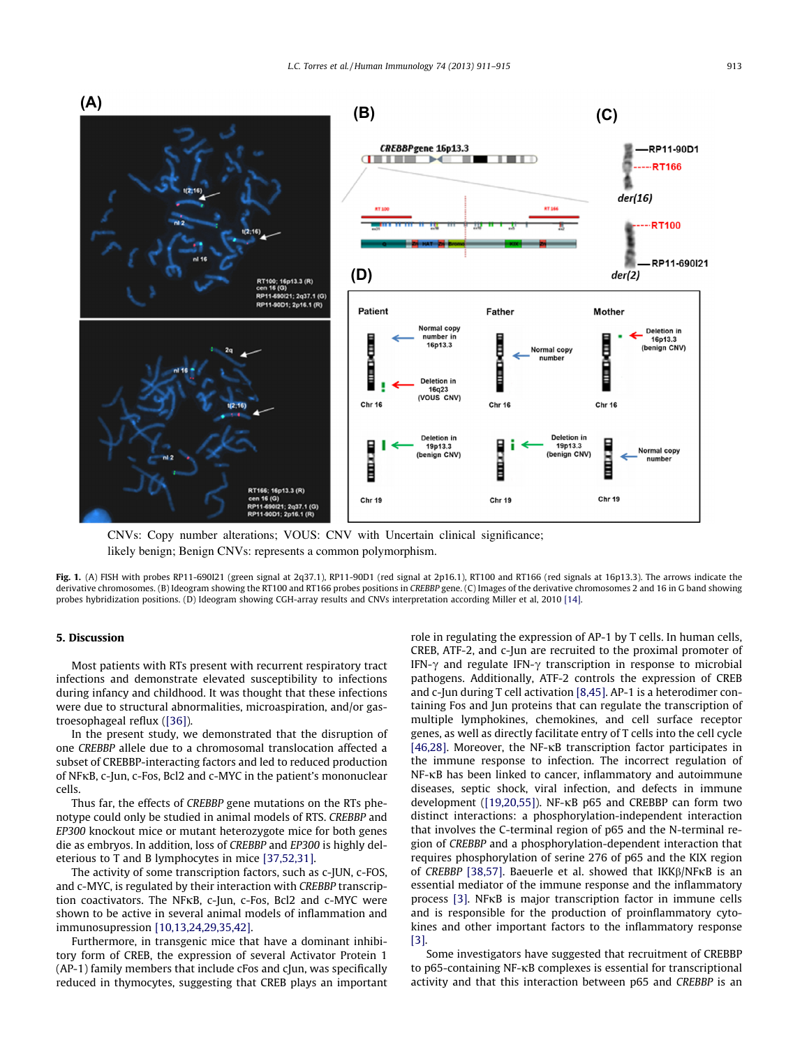CNVs: Copy number alterations; VOUS: CNV with Uncertain clinical significance; likely benign; Benign CNVs: represents a common polymorphism.

**Fig. 1.** (A) FISH with probes RP11-690I21 (green signal at 2q37.1), RP11-90D1 (red signal at 2p16.1), RT100 and RT166 (red signals at 16p13.3). The arrows indicate the derivative chromosomes. (B) Ideogram showing the RT100 and RT166 probes positions in *CREBBP* gene. (C) Images of the derivative chromosomes 2 and 16 in G band showing probes hybridization positions. (D) Ideogram showing CGH-array results and CNVs interpretation according Miller et al, 2010 [14].

## 5. Discussion

Most patients with RTs present with recurrent respiratory tract infections and demonstrate elevated susceptibility to infections during infancy and childhood. It was thought that these infections were due to structural abnormalities, microaspiration, and/or gastroesophageal reflux ([36]).

In the present study, we demonstrated that the disruption of one *CREBBP* allele due to a chromosomal translocation affected a subset of CREBBP-interacting factors and led to reduced production of NFκB, c-Jun, c-Fos, Bcl2 and c-MYC in the patient's mononuclear cells.

Thus far, the effects of *CREBBP* gene mutations on the RTs phenotype could only be studied in animal models of RTS. *CREBBP* and *EP300* knockout mice or mutant heterozygote mice for both genes die as embryos. In addition, loss of *CREBBP* and *EP300* is highly deleterious to T and B lymphocytes in mice [37,52,31].

The activity of some transcription factors, such as c-JUN, c-FOS, and c-MYC, is regulated by their interaction with *CREBBP* transcription coactivators. The NFκB, c-Jun, c-Fos, Bcl2 and c-MYC were shown to be active in several animal models of inflammation and immunosupression [10,13,24,29,35,42].

Furthermore, in transgenic mice that have a dominant inhibitory form of CREB, the expression of several Activator Protein 1 (AP-1) family members that include cFos and cJun, was specifically reduced in thymocytes, suggesting that CREB plays an important role in regulating the expression of AP-1 by T cells. In human cells, CREB, ATF-2, and c-Jun are recruited to the proximal promoter of IFN-γ and regulate IFN-γ transcription in response to microbial pathogens. Additionally, ATF-2 controls the expression of CREB and c-Jun during T cell activation [8,45]. AP-1 is a heterodimer containing Fos and Jun proteins that can regulate the transcription of multiple lymphokines, chemokines, and cell surface receptor genes, as well as directly facilitate entry of T cells into the cell cycle [46,28]. Moreover, the NF-κB transcription factor participates in the immune response to infection. The incorrect regulation of NF-κB has been linked to cancer, inflammatory and autoimmune diseases, septic shock, viral infection, and defects in immune development ([19,20,55]). NF-κB p65 and CREBBP can form two distinct interactions: a phosphorylation-independent interaction that involves the C-terminal region of p65 and the N-terminal region of *CREBBP* and a phosphorylation-dependent interaction that requires phosphorylation of serine 276 of p65 and the KIX region of *CREBBP* [38,57]. Baeuerle et al. showed that IKKβ/NFκB is an essential mediator of the immune response and the inflammatory process [3]. NFκB is major transcription factor in immune cells and is responsible for the production of proinflammatory cytokines and other important factors to the inflammatory response [3].

Some investigators have suggested that recruitment of CREBBP to p65-containing NF-κB complexes is essential for transcriptional activity and that this interaction between p65 and *CREBBP* is an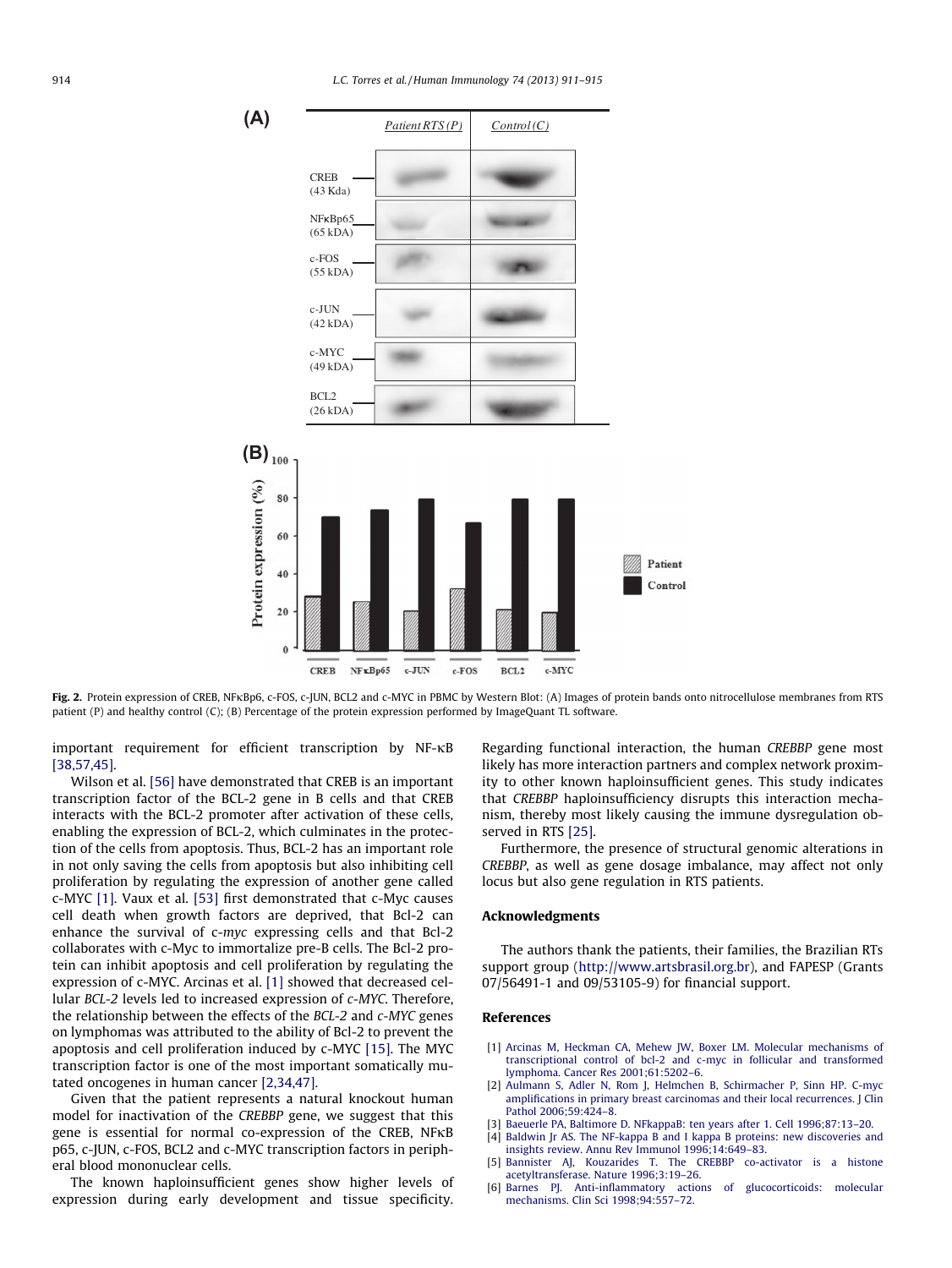**Fig. 2.** Protein expression of CREB, NFκBp6, c-FOS, c-JUN, BCL2 and c-MYC in PBMC by Western Blot: (A) Images of protein bands onto nitrocellulose membranes from RTS patient (P) and healthy control (C); (B) Percentage of the protein expression performed by ImageQuant TL software.

important requirement for efficient transcription by NF-κB [38,57,45].

Wilson et al. [56] have demonstrated that CREB is an important transcription factor of the BCL-2 gene in B cells and that CREB interacts with the BCL-2 promoter after activation of these cells, enabling the expression of BCL-2, which culminates in the protection of the cells from apoptosis. Thus, BCL-2 has an important role in not only saving the cells from apoptosis but also inhibiting cell proliferation by regulating the expression of another gene called c-MYC [1]. Vaux et al. [53] first demonstrated that c-Myc causes cell death when growth factors are deprived, that Bcl-2 can enhance the survival of c-*myc* expressing cells and that Bcl-2 collaborates with c-Myc to immortalize pre-B cells. The Bcl-2 protein can inhibit apoptosis and cell proliferation by regulating the expression of c-MYC. Arcinas et al. [1] showed that decreased cellular *BCL-2* levels led to increased expression of *c-MYC*. Therefore, the relationship between the effects of the *BCL-2* and *c-MYC* genes on lymphomas was attributed to the ability of Bcl-2 to prevent the apoptosis and cell proliferation induced by c-MYC [15]. The MYC transcription factor is one of the most important somatically mutated oncogenes in human cancer [2,34,47].

Given that the patient represents a natural knockout human model for inactivation of the *CREBBP* gene, we suggest that this gene is essential for normal co-expression of the CREB, NFκB p65, c-JUN, c-FOS, BCL2 and c-MYC transcription factors in peripheral blood mononuclear cells.

The known haploinsufficient genes show higher levels of expression during early development and tissue specificity. Regarding functional interaction, the human *CREBBP* gene most likely has more interaction partners and complex network proximity to other known haploinsufficient genes. This study indicates that *CREBBP* haploinsufficiency disrupts this interaction mechanism, thereby most likely causing the immune dysregulation observed in RTS [25].

Furthermore, the presence of structural genomic alterations in *CREBBP*, as well as gene dosage imbalance, may affect not only locus but also gene regulation in RTS patients.

## Acknowledgments

The authors thank the patients, their families, the Brazilian RTs support group (http://www.artsbrasil.org.br), and FAPESP (Grants 07/56491-1 and 09/53105-9) for financial support.

## References

[1] Arcinas M, Heckman CA, Mehew JW, Boxer LM. Molecular mechanisms of transcriptional control of bcl-2 and c-myc in follicular and transformed lymphoma. Cancer Res 2001;61:5202–6.
[2] Aulmann S, Adler N, Rom J, Helmchen B, Schirmacher P, Sinn HP. C-myc amplifications in primary breast carcinomas and their local recurrences. J Clin Pathol 2006;59:424–8.
[3] Baeuerle PA, Baltimore D. NFkappaB: ten years after 1. Cell 1996;87:13–20.
[4] Baldwin Jr AS. The NF-kappa B and I kappa B proteins: new discoveries and insights review. Annu Rev Immunol 1996;14:649–83.
[5] Bannister AJ, Kouzarides T. The CREBBP co-activator is a histone acetyltransferase. Nature 1996;3:19–26.
[6] Barnes PJ. Anti-inflammatory actions of glucocorticoids: molecular mechanisms. Clin Sci 1998;94:557–72.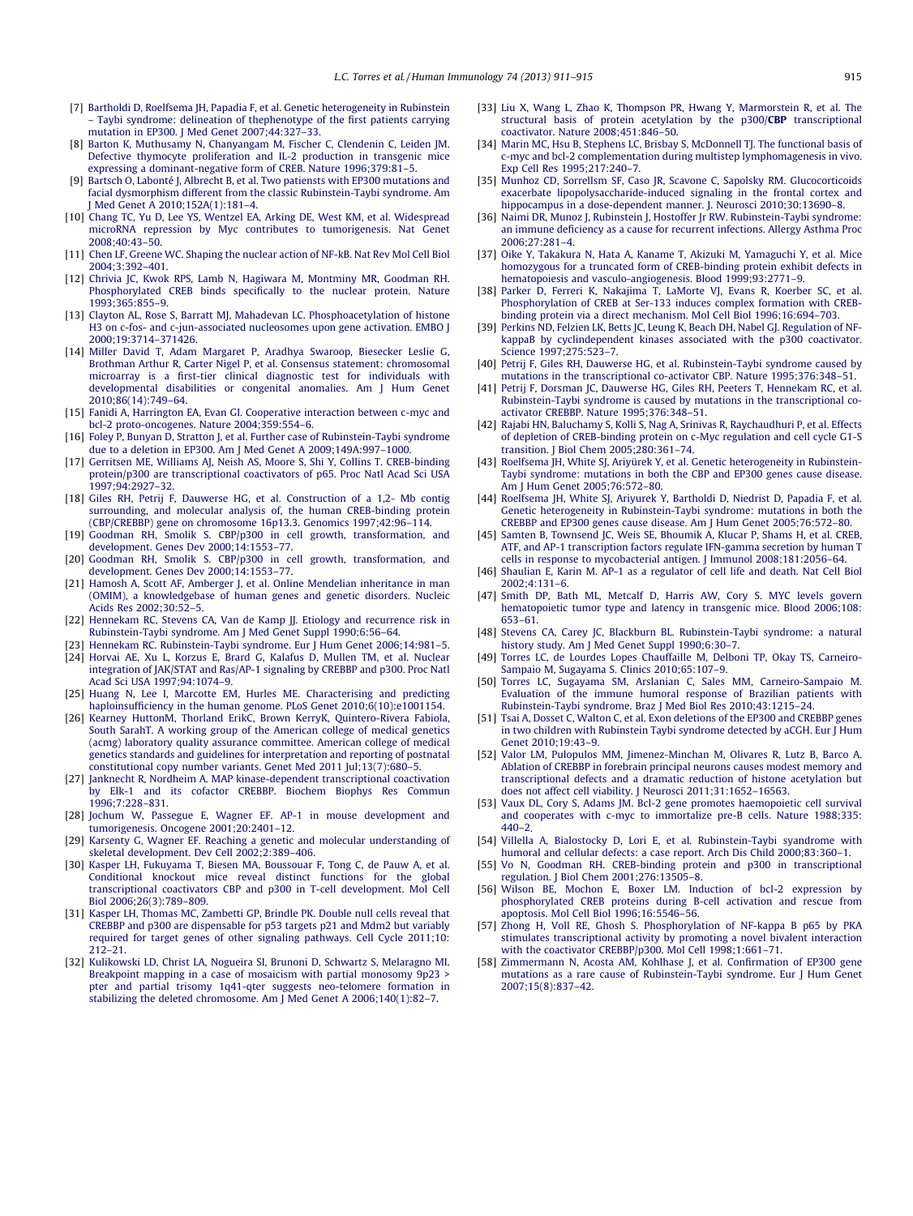[7] Bartholdi D, Roelfsema JH, Papadia F, et al. Genetic heterogeneity in Rubinstein – Taybi syndrome: delineation of thephenotype of the first patients carrying mutation in EP300. J Med Genet 2007;44:327–33.

[8] Barton K, Muthusamy N, Chanyangam M, Fischer C, Clendenin C, Leiden JM. Defective thymocyte proliferation and IL-2 production in transgenic mice expressing a dominant-negative form of CREB. Nature 1996;379:81–5.

[9] Bartsch O, Labonté J, Albrecht B, et al. Two patients with EP300 mutations and facial dysmorphism different from the classic Rubinstein-Taybi syndrome. Am J Med Genet A 2010;152A(1):181–4.

[10] Chang TC, Yu D, Lee YS, Wentzel EA, Arking DE, West KM, et al. Widespread microRNA repression by Myc contributes to tumorigenesis. Nat Genet 2008;40:43–50.

[11] Chen LF, Greene WC. Shaping the nuclear action of NF-kB. Nat Rev Mol Cell Biol 2004;3:392–401.

[12] Chrivia JC, Kwok RPS, Lamb N, Hagiwara M, Montminy MR, Goodman RH. Phosphorylated CREB binds specifically to the nuclear protein. Nature 1993;365:855–9.

[13] Clayton AL, Rose S, Barratt MJ, Mahadevan LC. Phosphoacetylation of histone H3 on c-fos- and c-jun-associated nucleosomes upon gene activation. EMBO J 2000;19:3714–371426.

[14] Miller David T, Adam Margaret P, Aradhya Swaroop, Biesecker Leslie G, Brothman Arthur R, Carter Nigel P, et al. Consensus statement: chromosomal microarray is a first-tier clinical diagnostic test for individuals with developmental disabilities or congenital anomalies. Am J Hum Genet 2010;86(14):749–64.

[15] Fanidi A, Harrington EA, Evan GI. Cooperative interaction between c-myc and bcl-2 proto-oncogenes. Nature 2004;359:554–6.

[16] Foley P, Bunyan D, Stratton J, et al. Further case of Rubinstein-Taybi syndrome due to a deletion in EP300. Am J Med Genet A 2009;149A:997–1000.

[17] Gerritsen ME, Williams AJ, Neish AS, Moore S, Shi Y, Collins T. CREB-binding protein/p300 are transcriptional coactivators of p65. Proc Natl Acad Sci USA 1997;94:2927–32.

[18] Giles RH, Petrij F, Dauwerse HG, et al. Construction of a 1,2- Mb contig surrounding, and molecular analysis of, the human CREB-binding protein (CBP/CREBBP) gene on chromosome 16p13.3. Genomics 1997;42:96–114.

[19] Goodman RH, Smolik S. CBP/p300 in cell growth, transformation, and development. Genes Dev 2000;14:1553–77.

[20] Goodman RH, Smolik S. CBP/p300 in cell growth, transformation, and development. Genes Dev 2000;14:1553–77.

[21] Hamosh A, Scott AF, Amberger J, et al. Online Mendelian inheritance in man (OMIM), a knowledgebase of human genes and genetic disorders. Nucleic Acids Res 2002;30:52–5.

[22] Hennekam RC, Stevens CA, Van de Kamp JJ. Etiology and recurrence risk in Rubinstein-Taybi syndrome. Am J Med Genet Suppl 1990;6:56–64.

[23] Hennekam RC. Rubinstein-Taybi syndrome. Eur J Hum Genet 2006;14:981–5.

[24] Horvai AE, Xu L, Korzus E, Brard G, Kalafus D, Mullen TM, et al. Nuclear integration of JAK/STAT and Ras/AP-1 signaling by CREBBP and p300. Proc Natl Acad Sci USA 1997;94:1074–9.

[25] Huang N, Lee I, Marcotte EM, Hurles ME. Characterising and predicting haploinsufficiency in the human genome. PLoS Genet 2010;6(10):e1001154.

[26] Kearney HuttonM, Thorland ErikC, Brown KerryK, Quintero-Rivera Fabiola, South SarahT. A working group of the American college of medical genetics (acmg) laboratory quality assurance committee. American college of medical genetics standards and guidelines for interpretation and reporting of postnatal constitutional copy number variants. Genet Med 2011 Jul;13(7):680–5.

[27] Janknecht R, Nordheim A. MAP kinase-dependent transcriptional coactivation by Elk-1 and its cofactor CREBBP. Biochem Biophys Res Commun 1996;7:228–831.

[28] Jochum W, Passegue E, Wagner EF. AP-1 in mouse development and tumorigenesis. Oncogene 2001;20:2401–12.

[29] Karsenty G, Wagner EF. Reaching a genetic and molecular understanding of skeletal development. Dev Cell 2002;2:389–406.

[30] Kasper LH, Fukuyama T, Biesen MA, Boussouar F, Tong C, de Pauw A, et al. Conditional knockout mice reveal distinct functions for the global transcriptional coactivators CBP and p300 in T-cell development. Mol Cell Biol 2006;26(3):789–809.

[31] Kasper LH, Thomas MC, Zambetti GP, Brindle PK. Double null cells reveal that CREBBP and p300 are dispensable for p53 targets p21 and Mdm2 but variably required for target genes of other signaling pathways. Cell Cycle 2011;10:212–21.

[32] Kulikowski LD, Christ LA, Nogueira SI, Brunoni D, Schwartz S, Melaragno MI. Breakpoint mapping in a case of mosaicism with partial monosomy 9p23 > pter and partial trisomy 1q41-qter suggests neo-telomere formation in stabilizing the deleted chromosome. Am J Med Genet A 2006;140(1):82–7.

[33] Liu X, Wang L, Zhao K, Thompson PR, Hwang Y, Marmorstein R, et al. The structural basis of protein acetylation by the p300/**CBP** transcriptional coactivator. Nature 2008;451:846–50.

[34] Marin MC, Hsu B, Stephens LC, Brisbay S, McDonnell TJ. The functional basis of c-myc and bcl-2 complementation during multistep lymphomagenesis in vivo. Exp Cell Res 1995;217:240–7.

[35] Munhoz CD, Sorrellsm SF, Caso JR, Scavone C, Sapolsky RM. Glucocorticoids exacerbate lipopolysaccharide-induced signaling in the frontal cortex and hippocampus in a dose-dependent manner. J. Neurosci 2010;30:13690–8.

[36] Naimi DR, Munoz J, Rubinstein J, Hostoffer Jr RW. Rubinstein-Taybi syndrome: an immune deficiency as a cause for recurrent infections. Allergy Asthma Proc 2006;27:281–4.

[37] Oike Y, Takakura N, Hata A, Kaname T, Akizuki M, Yamaguchi Y, et al. Mice homozygous for a truncated form of CREB-binding protein exhibit defects in hematopoiesis and vasculo-angiogenesis. Blood 1999;93:2771–9.

[38] Parker D, Ferreri K, Nakajima T, LaMorte VJ, Evans R, Koerber SC, et al. Phosphorylation of CREB at Ser-133 induces complex formation with CREB-binding protein via a direct mechanism. Mol Cell Biol 1996;16:694–703.

[39] Perkins ND, Felzien LK, Betts JC, Leung K, Beach DH, Nabel GJ. Regulation of NF-kappaB by cyclindependent kinases associated with the p300 coactivator. Science 1997;275:523–7.

[40] Petrij F, Giles RH, Dauwerse HG, et al. Rubinstein-Taybi syndrome caused by mutations in the transcriptional co-activator CBP. Nature 1995;376:348–51.

[41] Petrij F, Dorsman JC, Dauwerse HG, Giles RH, Peeters T, Hennekam RC, et al. Rubinstein-Taybi syndrome is caused by mutations in the transcriptional co-activator CREBBP. Nature 1995;376:348–51.

[42] Rajabi HN, Baluchamy S, Kolli S, Nag A, Srinivas R, Raychaudhuri P, et al. Effects of depletion of CREB-binding protein on c-Myc regulation and cell cycle G1-S transition. J Biol Chem 2005;280:361–74.

[43] Roelfsema JH, White SJ, Ariyürek Y, et al. Genetic heterogeneity in Rubinstein-Taybi syndrome: mutations in both the CBP and EP300 genes cause disease. Am J Hum Genet 2005;76:572–80.

[44] Roelfsema JH, White SJ, Ariyurek Y, Bartholdi D, Niedrist D, Papadia F, et al. Genetic heterogeneity in Rubinstein-Taybi syndrome: mutations in both the CREBBP and EP300 genes cause disease. Am J Hum Genet 2005;76:572–80.

[45] Samten B, Townsend JC, Weis SE, Bhoumik A, Klucar P, Shams H, et al. CREB, ATF, and AP-1 transcription factors regulate IFN-gamma secretion by human T cells in response to mycobacterial antigen. J Immunol 2008;181:2056–64.

[46] Shaulian E, Karin M. AP-1 as a regulator of cell life and death. Nat Cell Biol 2002;4:131–6.

[47] Smith DP, Bath ML, Metcalf D, Harris AW, Cory S. MYC levels govern hematopoietic tumor type and latency in transgenic mice. Blood 2006;108:653–61.

[48] Stevens CA, Carey JC, Blackburn BL. Rubinstein-Taybi syndrome: a natural history study. Am J Med Genet Suppl 1990;6:30–7.

[49] Torres LC, de Lourdes Lopes Chauffaille M, Delboni TP, Okay TS, Carneiro-Sampaio M, Sugayama S. Clinics 2010;65:107–9.

[50] Torres LC, Sugayama SM, Arslanian C, Sales MM, Carneiro-Sampaio M. Evaluation of the immune humoral response of Brazilian patients with Rubinstein-Taybi syndrome. Braz J Med Biol Res 2010;43:1215–24.

[51] Tsai A, Dosset C, Walton C, et al. Exon deletions of the EP300 and CREBBP genes in two children with Rubinstein Taybi syndrome detected by aCGH. Eur J Hum Genet 2010;19:43–9.

[52] Valor LM, Pulopulos MM, Jimenez-Minchan M, Olivares R, Lutz B, Barco A. Ablation of CREBBP in forebrain principal neurons causes modest memory and transcriptional defects and a dramatic reduction of histone acetylation but does not affect cell viability. J Neurosci 2011;31:1652–16563.

[53] Vaux DL, Cory S, Adams JM. Bcl-2 gene promotes haemopoietic cell survival and cooperates with c-myc to immortalize pre-B cells. Nature 1988;335:440–2.

[54] Villella A, Bialostocky D, Lori E, et al. Rubinstein-Taybi syandrome with humoral and cellular defects: a case report. Arch Dis Child 2000;83:360–1.

[55] Vo N, Goodman RH. CREB-binding protein and p300 in transcriptional regulation. J Biol Chem 2001;276:13505–8.

[56] Wilson BE, Mochon E, Boxer LM. Induction of bcl-2 expression by phosphorylated CREB proteins during B-cell activation and rescue from apoptosis. Mol Cell Biol 1996;16:5546–56.

[57] Zhong H, Voll RE, Ghosh S. Phosphorylation of NF-kappa B p65 by PKA stimulates transcriptional activity by promoting a novel bivalent interaction with the coactivator CREBBP/p300. Mol Cell 1998;1:661–71.

[58] Zimmermann N, Acosta AM, Kohlhase J, et al. Confirmation of EP300 gene mutations as a rare cause of Rubinstein-Taybi syndrome. Eur J Hum Genet 2007;15(8):837–42.